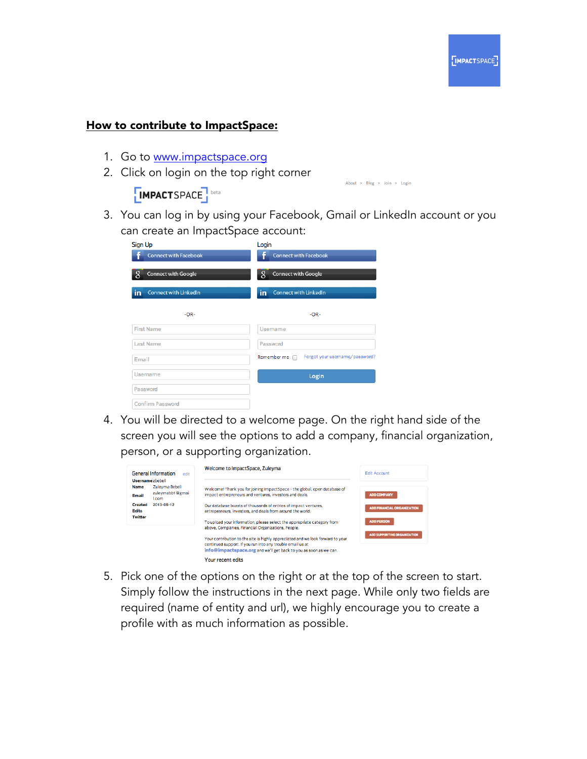## How to contribute to ImpactSpace:

1. Go to www.impactspace.org
2. Click on login on the top right corner
3. You can log in by using your Facebook, Gmail or LinkedIn account or you can create an ImpactSpace account:
4. You will be directed to a welcome page. On the right hand side of the screen you will see the options to add a company, financial organization, person, or a supporting organization.
5. Pick one of the options on the right or at the top of the screen to start. Simply follow the instructions in the next page. While only two fields are required (name of entity and url), we highly encourage you to create a profile with as much information as possible.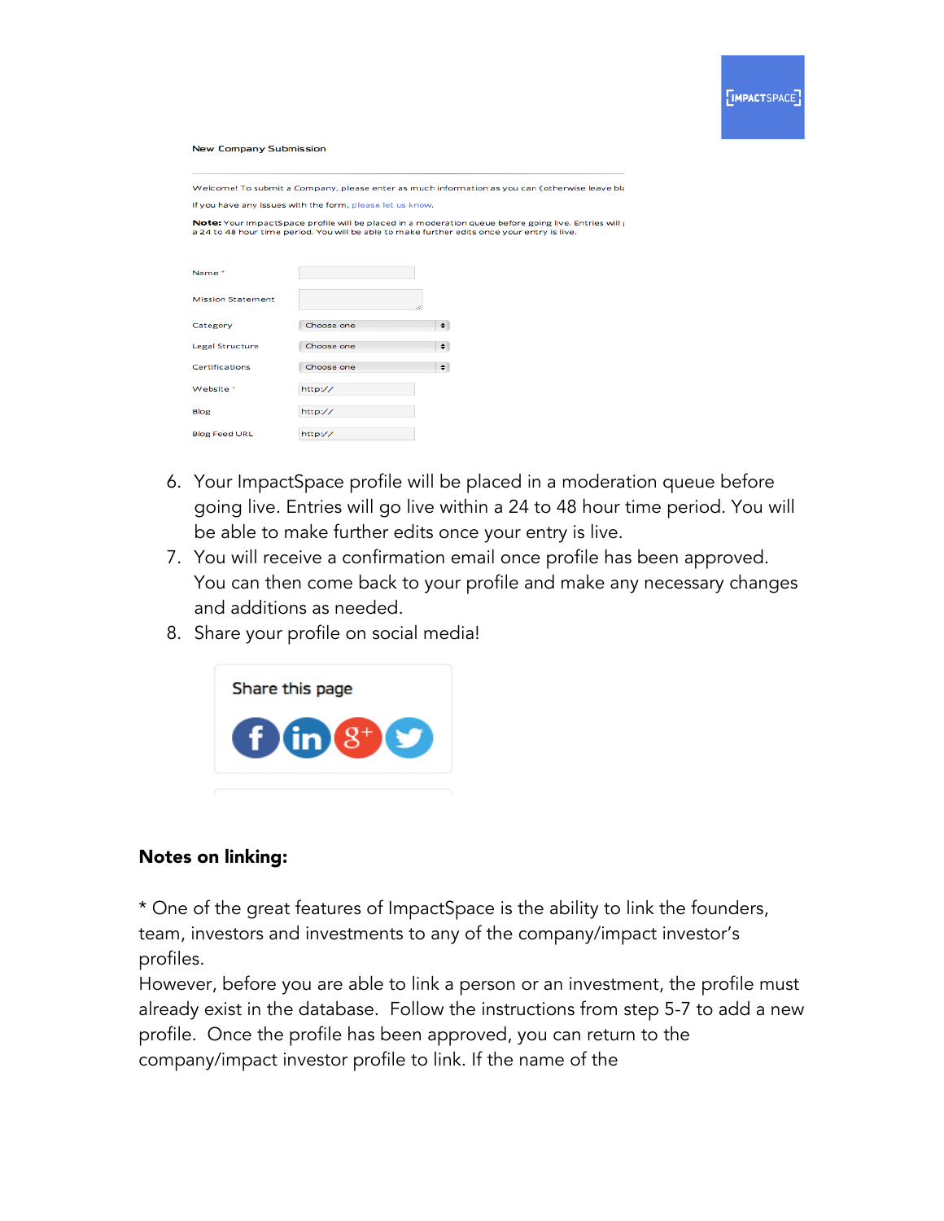New Company Submission

Welcome! To submit a Company, please enter as much information as you can (otherwise leave bl

If you have any issues with the form, please let us know.

**Note:** Your ImpactSpace profile will be placed in a moderation queue before going live. Entries will a 24 to 48 hour time period. You will be able to make further edits once your entry is live.

Name *

Mission Statement

Category — Choose one

Legal Structure — Choose one

Certifications — Choose one

Website * — http://

Blog — http://

Blog Feed URL — http://

6. Your ImpactSpace profile will be placed in a moderation queue before going live. Entries will go live within a 24 to 48 hour time period. You will be able to make further edits once your entry is live.
7. You will receive a confirmation email once profile has been approved. You can then come back to your profile and make any necessary changes and additions as needed.
8. Share your profile on social media!

Share this page

**Notes on linking:**

* One of the great features of ImpactSpace is the ability to link the founders, team, investors and investments to any of the company/impact investor's profiles.
However, before you are able to link a person or an investment, the profile must already exist in the database. Follow the instructions from step 5-7 to add a new profile. Once the profile has been approved, you can return to the company/impact investor profile to link. If the name of the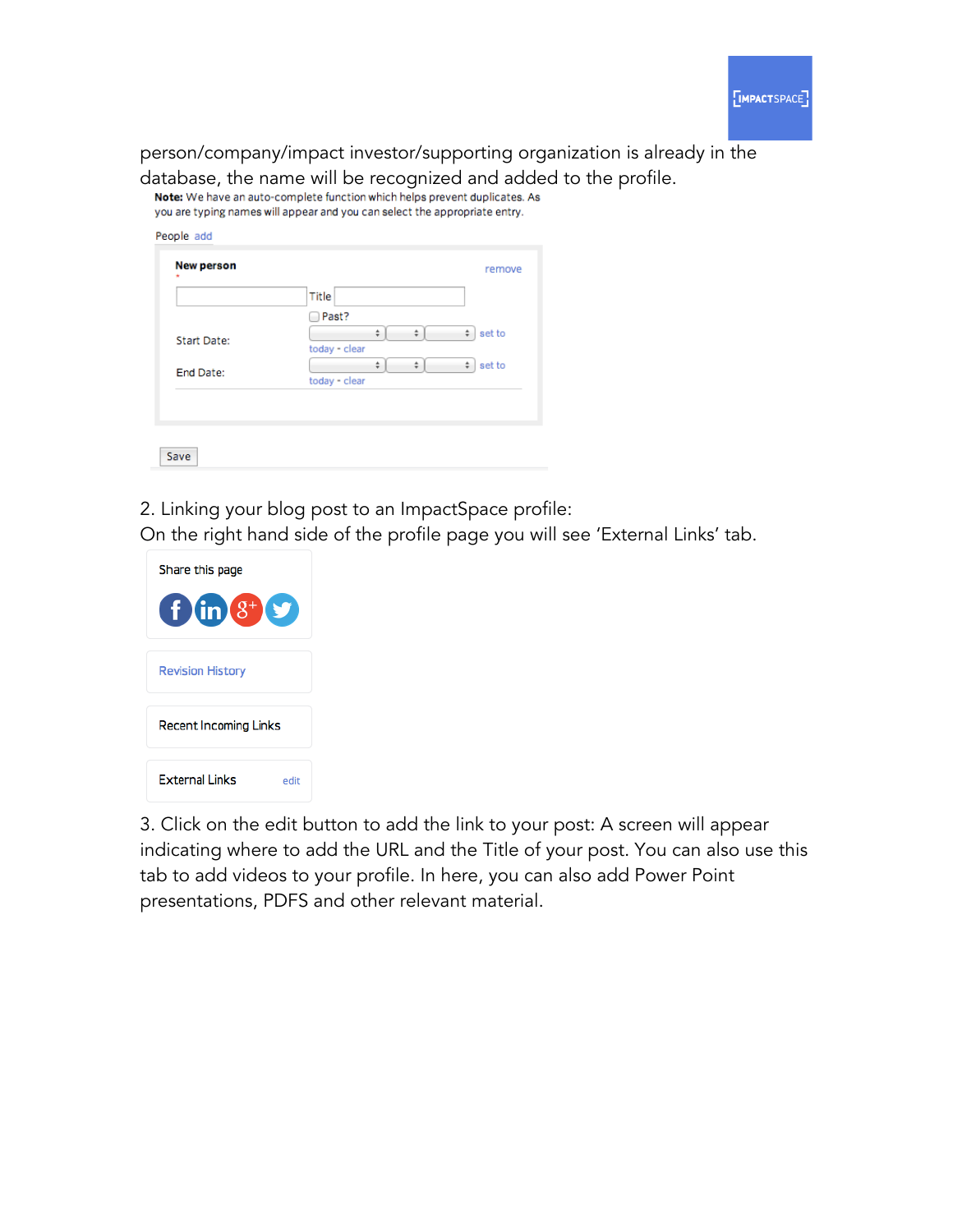person/company/impact investor/supporting organization is already in the database, the name will be recognized and added to the profile.

**Note:** We have an auto-complete function which helps prevent duplicates. As you are typing names will appear and you can select the appropriate entry.

People add

**New person** remove

Title

Past?

Start Date: set to today - clear

End Date: set to today - clear

Save

2. Linking your blog post to an ImpactSpace profile:
On the right hand side of the profile page you will see 'External Links' tab.

Share this page

Revision History

Recent Incoming Links

External Links edit

3. Click on the edit button to add the link to your post: A screen will appear indicating where to add the URL and the Title of your post. You can also use this tab to add videos to your profile. In here, you can also add Power Point presentations, PDFS and other relevant material.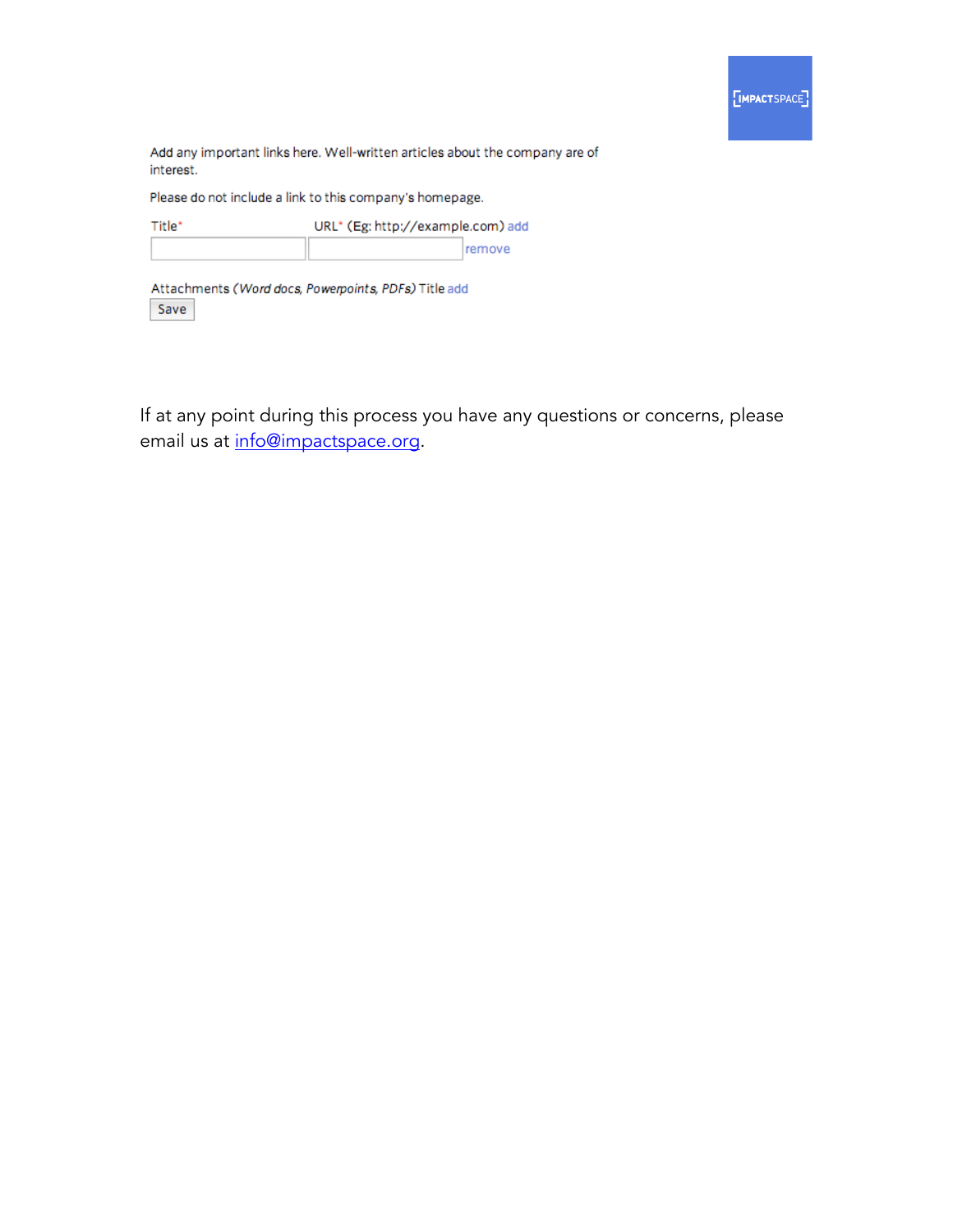Add any important links here. Well-written articles about the company are of interest.

Please do not include a link to this company's homepage.

Title* URL* (Eg: http://example.com) add

remove

Attachments *(Word docs, Powerpoints, PDFs)* Title add

Save

If at any point during this process you have any questions or concerns, please email us at info@impactspace.org.